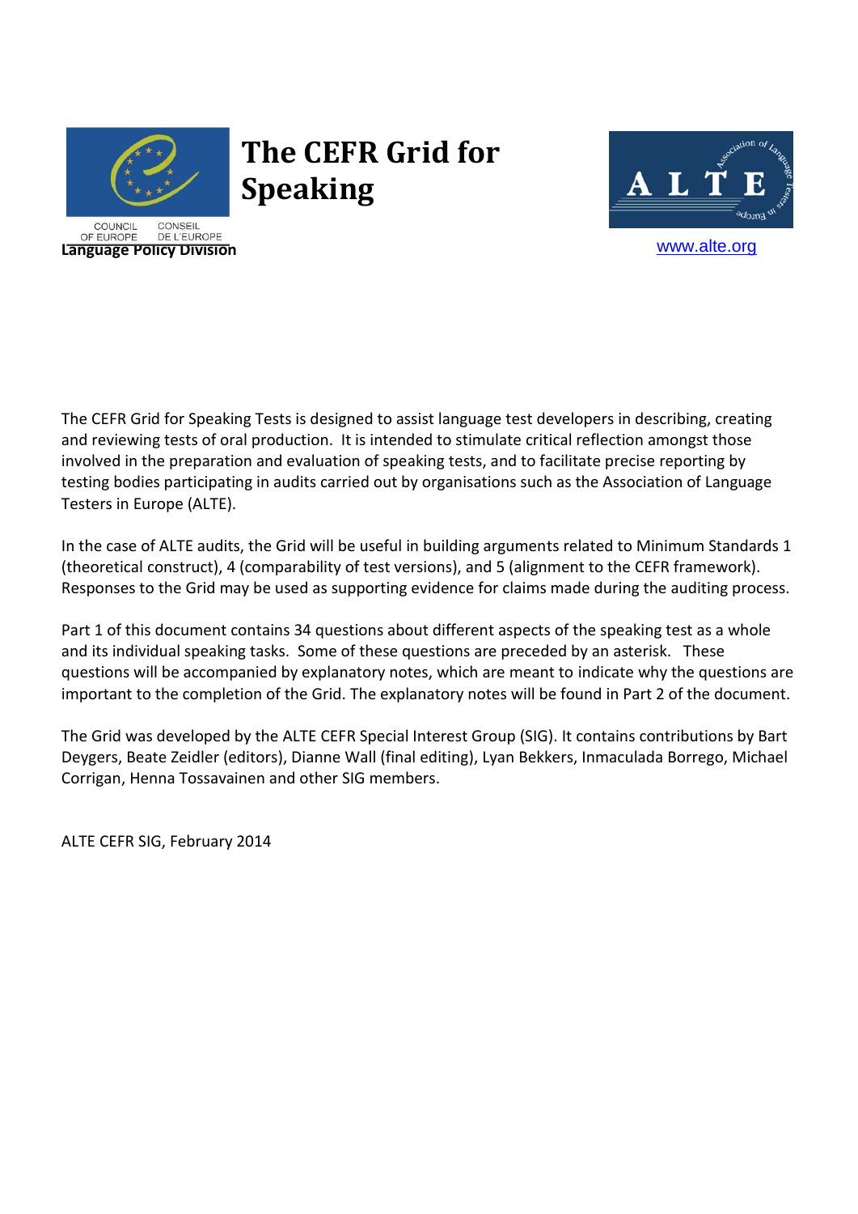COUNCIL OF EUROPE CONSEIL DE L'EUROPE

**Language Policy Division**

# The CEFR Grid for Speaking

www.alte.org

The CEFR Grid for Speaking Tests is designed to assist language test developers in describing, creating and reviewing tests of oral production. It is intended to stimulate critical reflection amongst those involved in the preparation and evaluation of speaking tests, and to facilitate precise reporting by testing bodies participating in audits carried out by organisations such as the Association of Language Testers in Europe (ALTE).

In the case of ALTE audits, the Grid will be useful in building arguments related to Minimum Standards 1 (theoretical construct), 4 (comparability of test versions), and 5 (alignment to the CEFR framework). Responses to the Grid may be used as supporting evidence for claims made during the auditing process.

Part 1 of this document contains 34 questions about different aspects of the speaking test as a whole and its individual speaking tasks. Some of these questions are preceded by an asterisk. These questions will be accompanied by explanatory notes, which are meant to indicate why the questions are important to the completion of the Grid. The explanatory notes will be found in Part 2 of the document.

The Grid was developed by the ALTE CEFR Special Interest Group (SIG). It contains contributions by Bart Deygers, Beate Zeidler (editors), Dianne Wall (final editing), Lyan Bekkers, Inmaculada Borrego, Michael Corrigan, Henna Tossavainen and other SIG members.

ALTE CEFR SIG, February 2014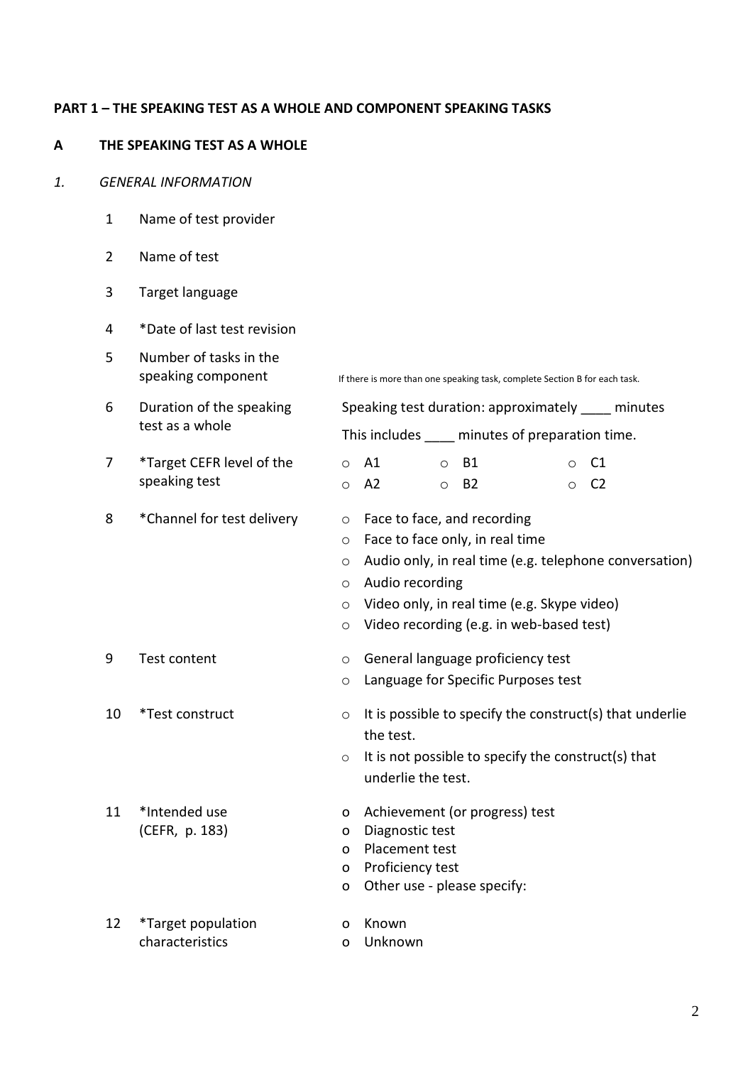**PART 1 – THE SPEAKING TEST AS A WHOLE AND COMPONENT SPEAKING TASKS**

**A THE SPEAKING TEST AS A WHOLE**

*1. GENERAL INFORMATION*

| | | |
|---|---|---|
| 1 | Name of test provider | |
| 2 | Name of test | |
| 3 | Target language | |
| 4 | *Date of last test revision | |
| 5 | Number of tasks in the speaking component | If there is more than one speaking task, complete Section B for each task. |
| 6 | Duration of the speaking test as a whole | Speaking test duration: approximately ____ minutes<br>This includes ____ minutes of preparation time. |
| 7 | *Target CEFR level of the speaking test | ○ A1 ○ B1 ○ C1<br>○ A2 ○ B2 ○ C2 |
| 8 | *Channel for test delivery | ○ Face to face, and recording<br>○ Face to face only, in real time<br>○ Audio only, in real time (e.g. telephone conversation)<br>○ Audio recording<br>○ Video only, in real time (e.g. Skype video)<br>○ Video recording (e.g. in web-based test) |
| 9 | Test content | ○ General language proficiency test<br>○ Language for Specific Purposes test |
| 10 | *Test construct | ○ It is possible to specify the construct(s) that underlie the test.<br>○ It is not possible to specify the construct(s) that underlie the test. |
| 11 | *Intended use (CEFR, p. 183) | o Achievement (or progress) test<br>o Diagnostic test<br>o Placement test<br>o Proficiency test<br>o Other use - please specify: |
| 12 | *Target population characteristics | o Known<br>o Unknown |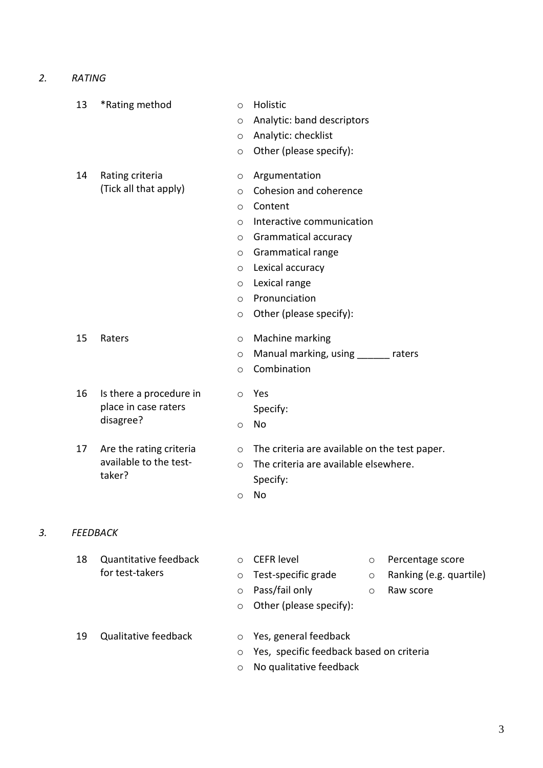## *2. RATING*

13 *Rating method

- ○ Holistic
- ○ Analytic: band descriptors
- ○ Analytic: checklist
- ○ Other (please specify):

14 Rating criteria (Tick all that apply)

- ○ Argumentation
- ○ Cohesion and coherence
- ○ Content
- ○ Interactive communication
- ○ Grammatical accuracy
- ○ Grammatical range
- ○ Lexical accuracy
- ○ Lexical range
- ○ Pronunciation
- ○ Other (please specify):

15 Raters

- ○ Machine marking
- ○ Manual marking, using ______ raters
- ○ Combination

16 Is there a procedure in place in case raters disagree?

- ○ Yes
  Specify:
- ○ No

17 Are the rating criteria available to the test-taker?

- ○ The criteria are available on the test paper.
- ○ The criteria are available elsewhere.
  Specify:
- ○ No

## *3. FEEDBACK*

18 Quantitative feedback for test-takers

- ○ CEFR level
- ○ Test-specific grade
- ○ Pass/fail only
- ○ Percentage score
- ○ Ranking (e.g. quartile)
- ○ Raw score
- ○ Other (please specify):

19 Qualitative feedback

- ○ Yes, general feedback
- ○ Yes, specific feedback based on criteria
- ○ No qualitative feedback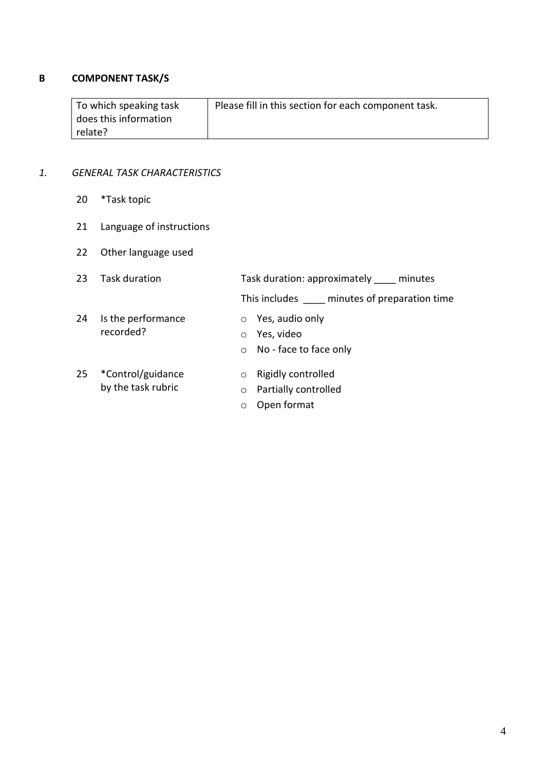## B COMPONENT TASK/S

| To which speaking task does this information relate? | Please fill in this section for each component task. |
|---|---|

### *1. GENERAL TASK CHARACTERISTICS*

20 *Task topic

21 Language of instructions

22 Other language used

23 Task duration — Task duration: approximately ____ minutes

This includes ____ minutes of preparation time

24 Is the performance recorded?

- ○ Yes, audio only
- ○ Yes, video
- ○ No - face to face only

25 *Control/guidance by the task rubric

- ○ Rigidly controlled
- ○ Partially controlled
- ○ Open format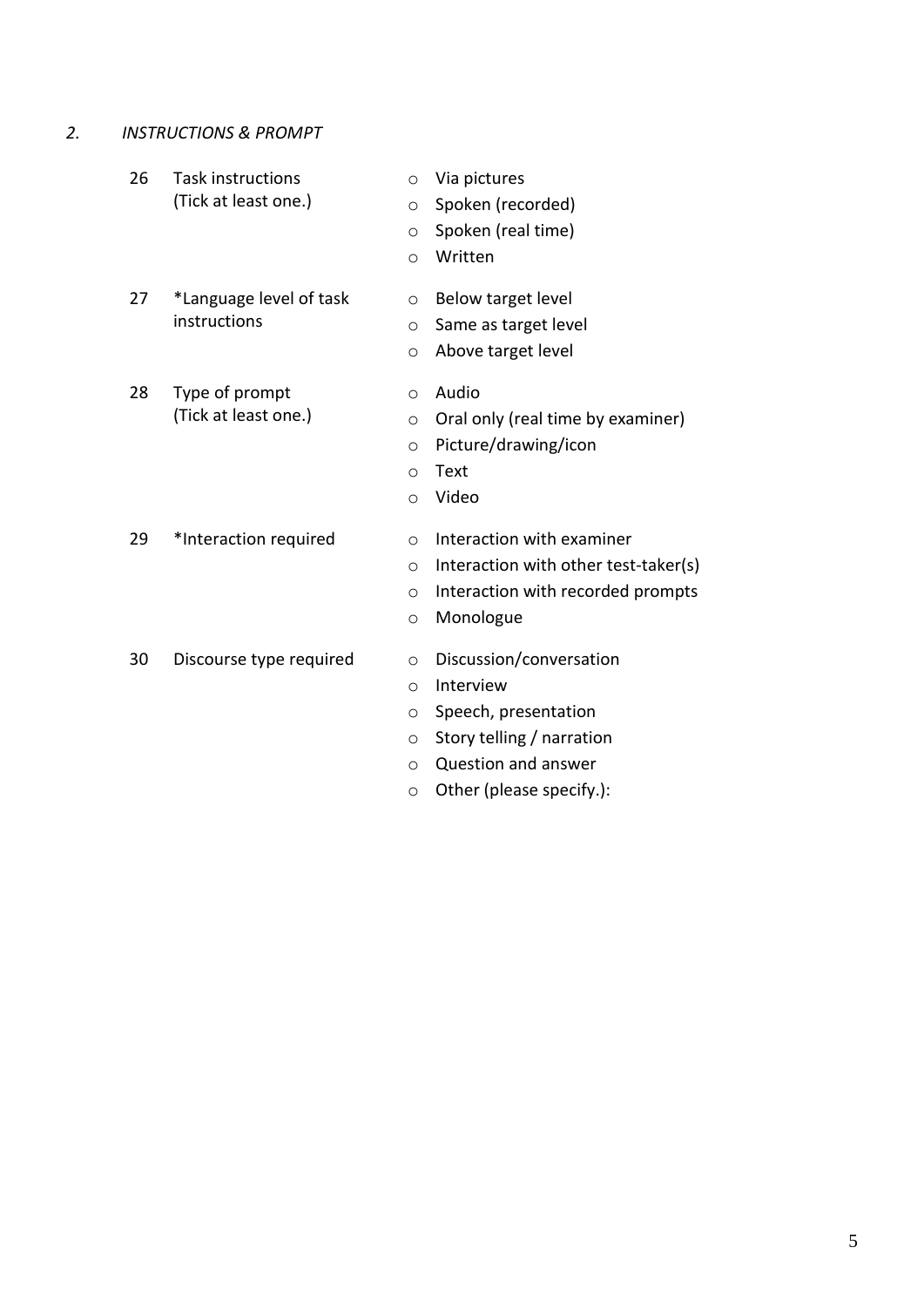## *2. INSTRUCTIONS & PROMPT*

26 Task instructions (Tick at least one.)

- Via pictures
- Spoken (recorded)
- Spoken (real time)
- Written

27 *Language level of task instructions

- Below target level
- Same as target level
- Above target level

28 Type of prompt (Tick at least one.)

- Audio
- Oral only (real time by examiner)
- Picture/drawing/icon
- Text
- Video

29 *Interaction required

- Interaction with examiner
- Interaction with other test-taker(s)
- Interaction with recorded prompts
- Monologue

30 Discourse type required

- Discussion/conversation
- Interview
- Speech, presentation
- Story telling / narration
- Question and answer
- Other (please specify.):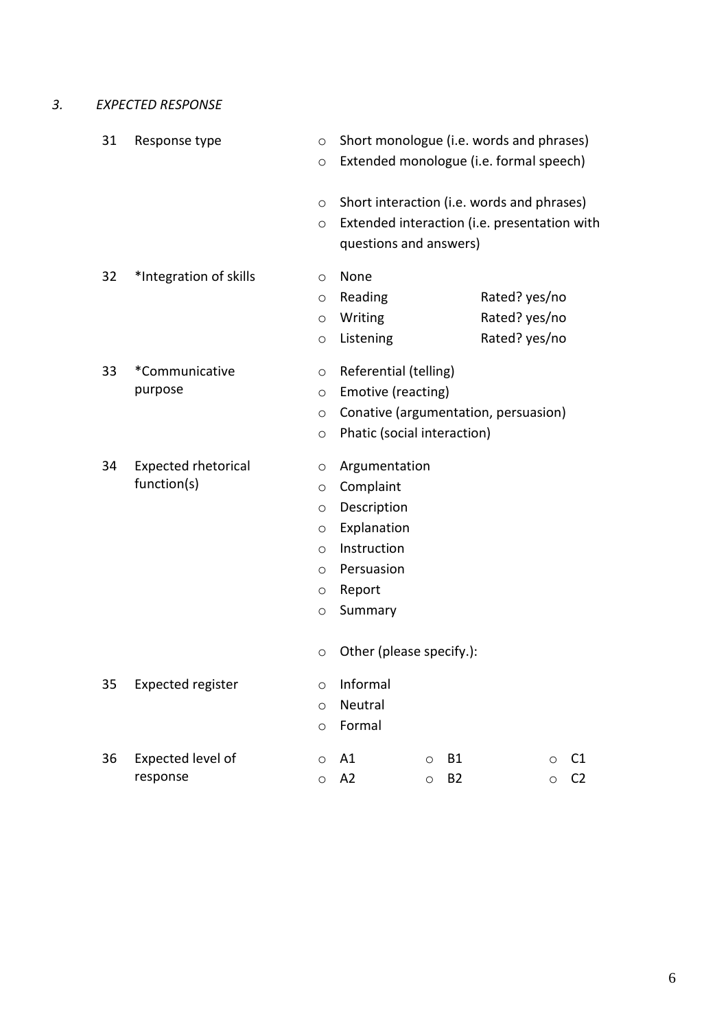### 3. *EXPECTED RESPONSE*

| | | |
|---|---|---|
| 31 | Response type | ○ Short monologue (i.e. words and phrases)<br>○ Extended monologue (i.e. formal speech)<br><br>○ Short interaction (i.e. words and phrases)<br>○ Extended interaction (i.e. presentation with questions and answers) |
| 32 | *Integration of skills | ○ None<br>○ Reading — Rated? yes/no<br>○ Writing — Rated? yes/no<br>○ Listening — Rated? yes/no |
| 33 | *Communicative purpose | ○ Referential (telling)<br>○ Emotive (reacting)<br>○ Conative (argumentation, persuasion)<br>○ Phatic (social interaction) |
| 34 | Expected rhetorical function(s) | ○ Argumentation<br>○ Complaint<br>○ Description<br>○ Explanation<br>○ Instruction<br>○ Persuasion<br>○ Report<br>○ Summary<br><br>○ Other (please specify.): |
| 35 | Expected register | ○ Informal<br>○ Neutral<br>○ Formal |
| 36 | Expected level of response | ○ A1 ○ B1 ○ C1<br>○ A2 ○ B2 ○ C2 |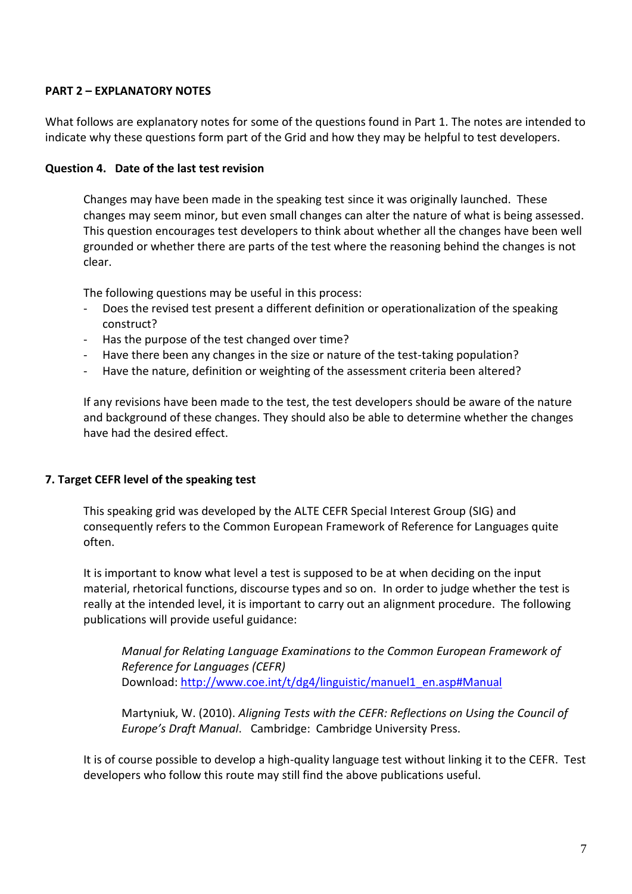**PART 2 – EXPLANATORY NOTES**

What follows are explanatory notes for some of the questions found in Part 1. The notes are intended to indicate why these questions form part of the Grid and how they may be helpful to test developers.

**Question 4. Date of the last test revision**

Changes may have been made in the speaking test since it was originally launched. These changes may seem minor, but even small changes can alter the nature of what is being assessed. This question encourages test developers to think about whether all the changes have been well grounded or whether there are parts of the test where the reasoning behind the changes is not clear.

The following questions may be useful in this process:

- Does the revised test present a different definition or operationalization of the speaking construct?
- Has the purpose of the test changed over time?
- Have there been any changes in the size or nature of the test-taking population?
- Have the nature, definition or weighting of the assessment criteria been altered?

If any revisions have been made to the test, the test developers should be aware of the nature and background of these changes. They should also be able to determine whether the changes have had the desired effect.

**7. Target CEFR level of the speaking test**

This speaking grid was developed by the ALTE CEFR Special Interest Group (SIG) and consequently refers to the Common European Framework of Reference for Languages quite often.

It is important to know what level a test is supposed to be at when deciding on the input material, rhetorical functions, discourse types and so on. In order to judge whether the test is really at the intended level, it is important to carry out an alignment procedure. The following publications will provide useful guidance:

> *Manual for Relating Language Examinations to the Common European Framework of Reference for Languages (CEFR)*
> Download: [http://www.coe.int/t/dg4/linguistic/manuel1_en.asp#Manual](http://www.coe.int/t/dg4/linguistic/manuel1_en.asp#Manual)
>
> Martyniuk, W. (2010). *Aligning Tests with the CEFR: Reflections on Using the Council of Europe's Draft Manual*. Cambridge: Cambridge University Press.

It is of course possible to develop a high-quality language test without linking it to the CEFR. Test developers who follow this route may still find the above publications useful.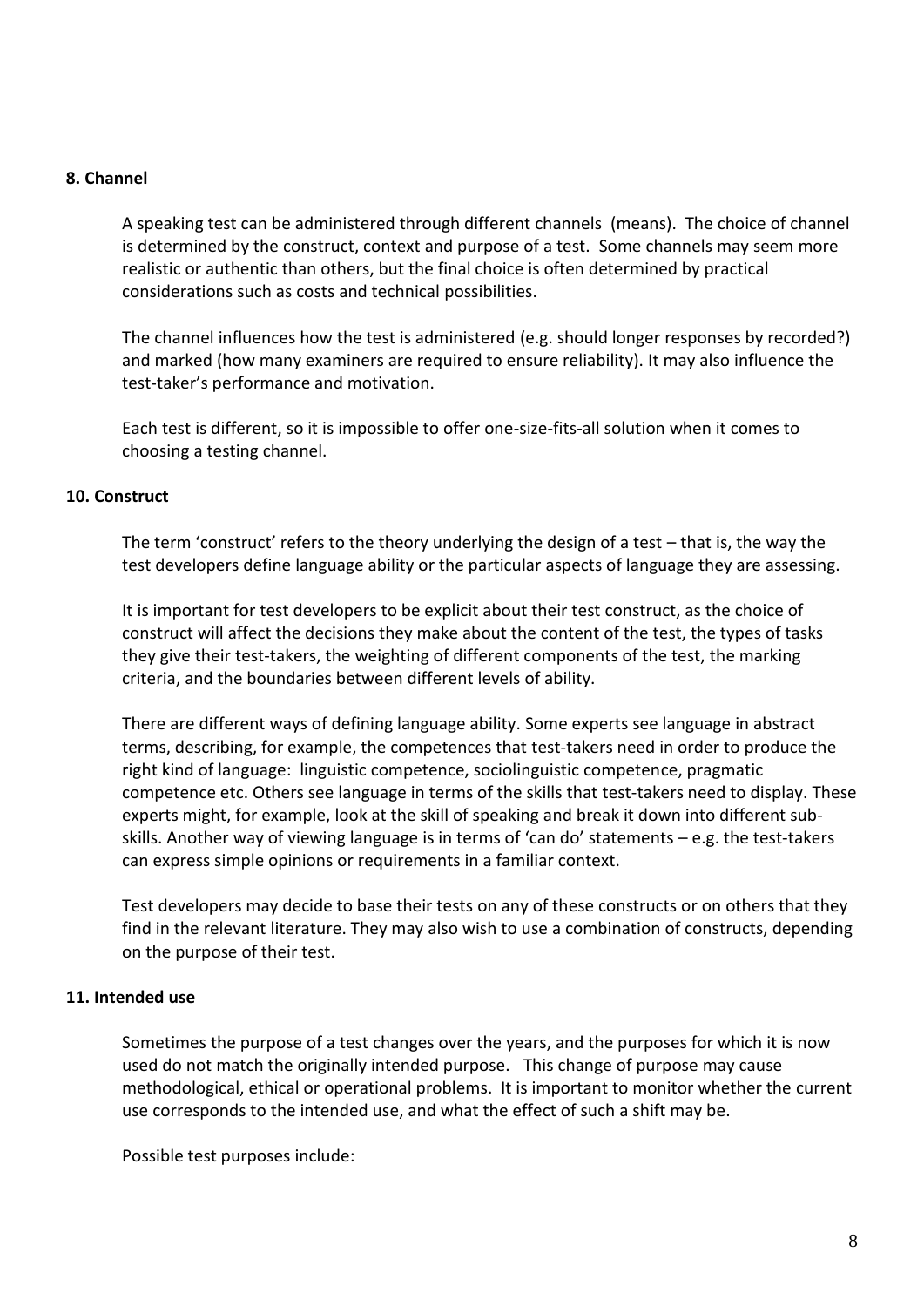**8. Channel**

A speaking test can be administered through different channels (means). The choice of channel is determined by the construct, context and purpose of a test. Some channels may seem more realistic or authentic than others, but the final choice is often determined by practical considerations such as costs and technical possibilities.

The channel influences how the test is administered (e.g. should longer responses by recorded?) and marked (how many examiners are required to ensure reliability). It may also influence the test-taker's performance and motivation.

Each test is different, so it is impossible to offer one-size-fits-all solution when it comes to choosing a testing channel.

**10. Construct**

The term 'construct' refers to the theory underlying the design of a test – that is, the way the test developers define language ability or the particular aspects of language they are assessing.

It is important for test developers to be explicit about their test construct, as the choice of construct will affect the decisions they make about the content of the test, the types of tasks they give their test-takers, the weighting of different components of the test, the marking criteria, and the boundaries between different levels of ability.

There are different ways of defining language ability. Some experts see language in abstract terms, describing, for example, the competences that test-takers need in order to produce the right kind of language: linguistic competence, sociolinguistic competence, pragmatic competence etc. Others see language in terms of the skills that test-takers need to display. These experts might, for example, look at the skill of speaking and break it down into different sub-skills. Another way of viewing language is in terms of 'can do' statements – e.g. the test-takers can express simple opinions or requirements in a familiar context.

Test developers may decide to base their tests on any of these constructs or on others that they find in the relevant literature. They may also wish to use a combination of constructs, depending on the purpose of their test.

**11. Intended use**

Sometimes the purpose of a test changes over the years, and the purposes for which it is now used do not match the originally intended purpose. This change of purpose may cause methodological, ethical or operational problems. It is important to monitor whether the current use corresponds to the intended use, and what the effect of such a shift may be.

Possible test purposes include: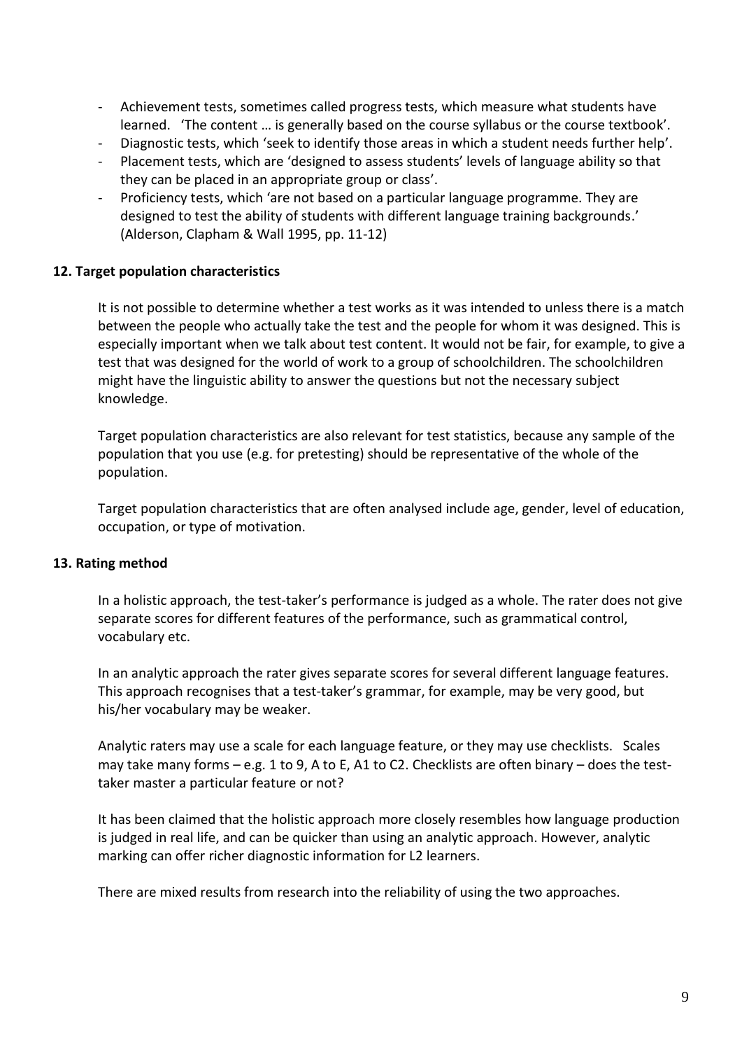- Achievement tests, sometimes called progress tests, which measure what students have learned. 'The content … is generally based on the course syllabus or the course textbook'.
- Diagnostic tests, which 'seek to identify those areas in which a student needs further help'.
- Placement tests, which are 'designed to assess students' levels of language ability so that they can be placed in an appropriate group or class'.
- Proficiency tests, which 'are not based on a particular language programme. They are designed to test the ability of students with different language training backgrounds.' (Alderson, Clapham & Wall 1995, pp. 11-12)

**12. Target population characteristics**

It is not possible to determine whether a test works as it was intended to unless there is a match between the people who actually take the test and the people for whom it was designed. This is especially important when we talk about test content. It would not be fair, for example, to give a test that was designed for the world of work to a group of schoolchildren. The schoolchildren might have the linguistic ability to answer the questions but not the necessary subject knowledge.

Target population characteristics are also relevant for test statistics, because any sample of the population that you use (e.g. for pretesting) should be representative of the whole of the population.

Target population characteristics that are often analysed include age, gender, level of education, occupation, or type of motivation.

**13. Rating method**

In a holistic approach, the test-taker's performance is judged as a whole. The rater does not give separate scores for different features of the performance, such as grammatical control, vocabulary etc.

In an analytic approach the rater gives separate scores for several different language features. This approach recognises that a test-taker's grammar, for example, may be very good, but his/her vocabulary may be weaker.

Analytic raters may use a scale for each language feature, or they may use checklists. Scales may take many forms – e.g. 1 to 9, A to E, A1 to C2. Checklists are often binary – does the test-taker master a particular feature or not?

It has been claimed that the holistic approach more closely resembles how language production is judged in real life, and can be quicker than using an analytic approach. However, analytic marking can offer richer diagnostic information for L2 learners.

There are mixed results from research into the reliability of using the two approaches.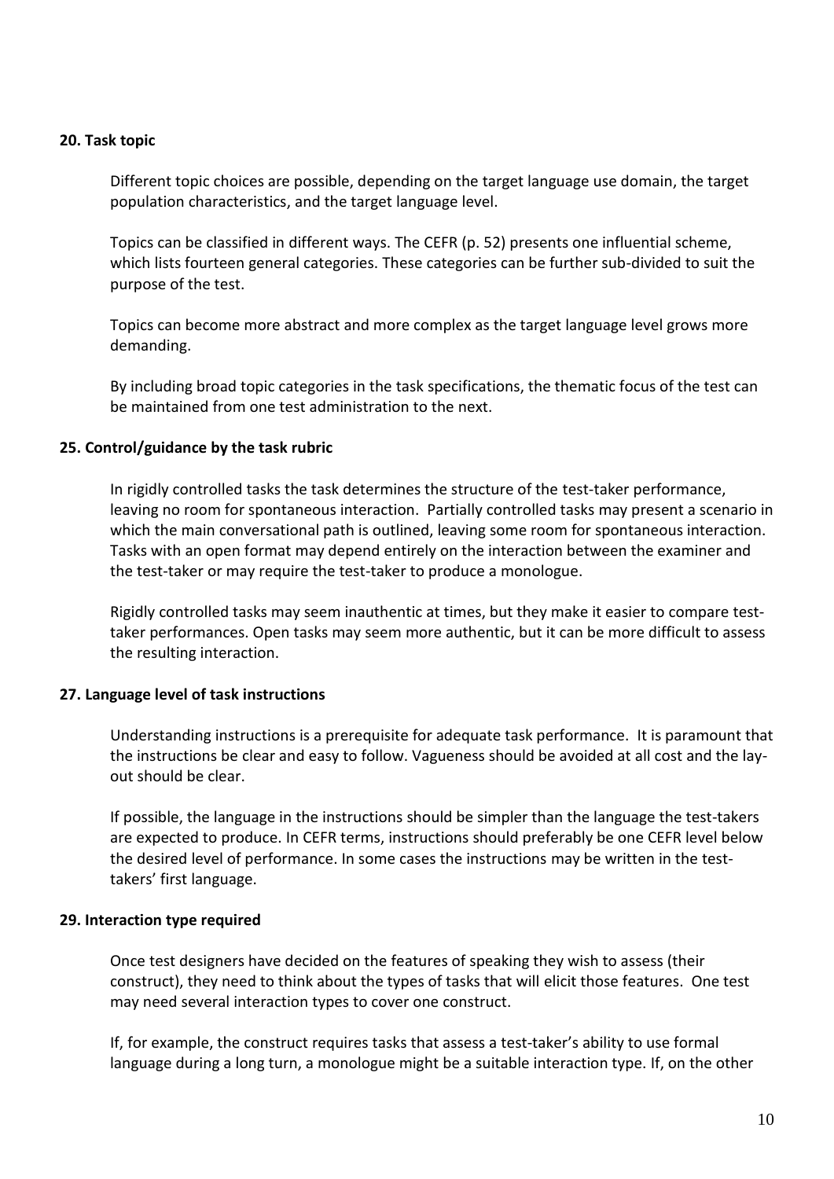**20. Task topic**

Different topic choices are possible, depending on the target language use domain, the target population characteristics, and the target language level.

Topics can be classified in different ways. The CEFR (p. 52) presents one influential scheme, which lists fourteen general categories. These categories can be further sub-divided to suit the purpose of the test.

Topics can become more abstract and more complex as the target language level grows more demanding.

By including broad topic categories in the task specifications, the thematic focus of the test can be maintained from one test administration to the next.

**25. Control/guidance by the task rubric**

In rigidly controlled tasks the task determines the structure of the test-taker performance, leaving no room for spontaneous interaction. Partially controlled tasks may present a scenario in which the main conversational path is outlined, leaving some room for spontaneous interaction. Tasks with an open format may depend entirely on the interaction between the examiner and the test-taker or may require the test-taker to produce a monologue.

Rigidly controlled tasks may seem inauthentic at times, but they make it easier to compare test-taker performances. Open tasks may seem more authentic, but it can be more difficult to assess the resulting interaction.

**27. Language level of task instructions**

Understanding instructions is a prerequisite for adequate task performance. It is paramount that the instructions be clear and easy to follow. Vagueness should be avoided at all cost and the lay-out should be clear.

If possible, the language in the instructions should be simpler than the language the test-takers are expected to produce. In CEFR terms, instructions should preferably be one CEFR level below the desired level of performance. In some cases the instructions may be written in the test-takers' first language.

**29. Interaction type required**

Once test designers have decided on the features of speaking they wish to assess (their construct), they need to think about the types of tasks that will elicit those features. One test may need several interaction types to cover one construct.

If, for example, the construct requires tasks that assess a test-taker's ability to use formal language during a long turn, a monologue might be a suitable interaction type. If, on the other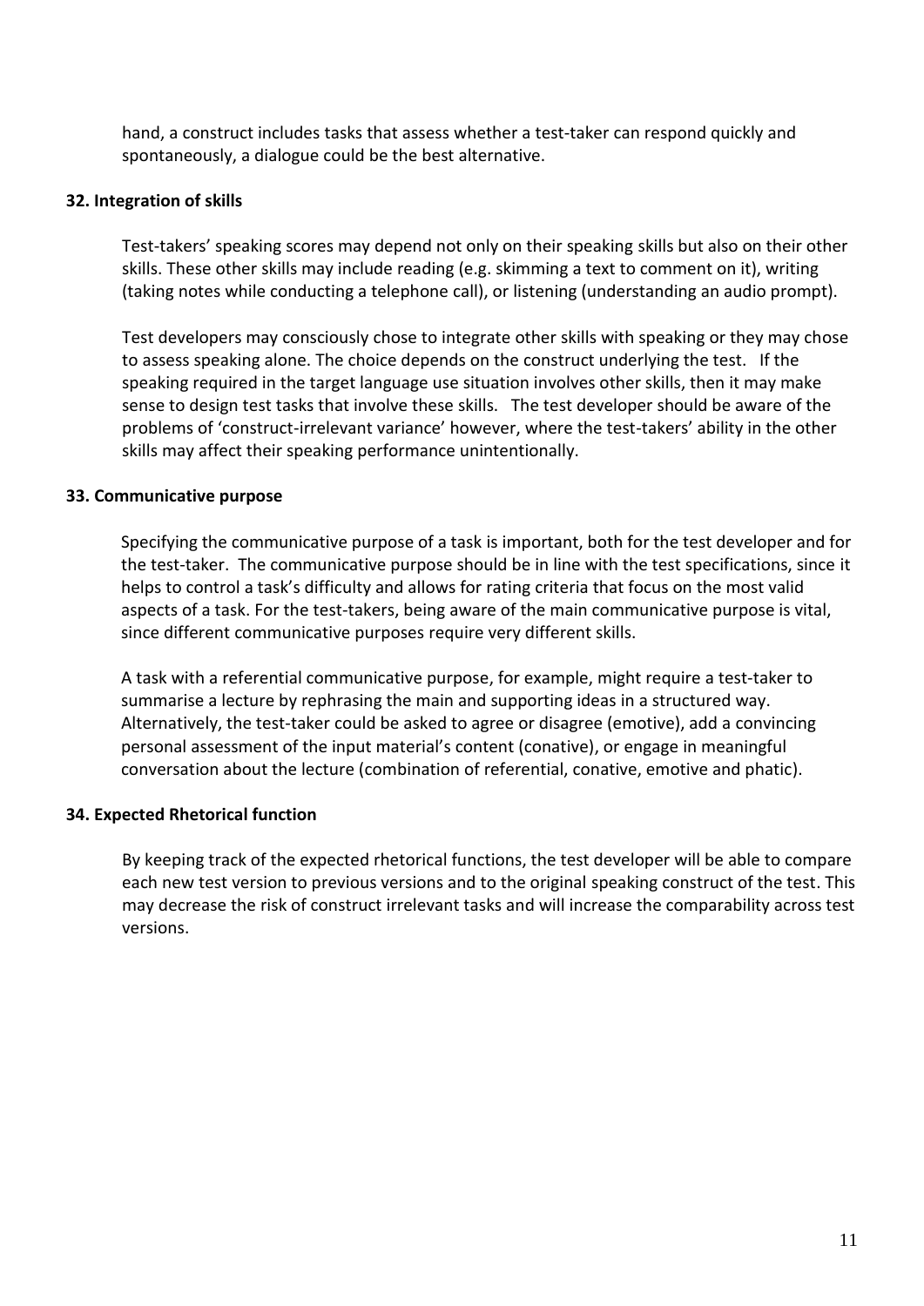hand, a construct includes tasks that assess whether a test-taker can respond quickly and spontaneously, a dialogue could be the best alternative.

**32. Integration of skills**

Test-takers' speaking scores may depend not only on their speaking skills but also on their other skills. These other skills may include reading (e.g. skimming a text to comment on it), writing (taking notes while conducting a telephone call), or listening (understanding an audio prompt).

Test developers may consciously chose to integrate other skills with speaking or they may chose to assess speaking alone. The choice depends on the construct underlying the test. If the speaking required in the target language use situation involves other skills, then it may make sense to design test tasks that involve these skills. The test developer should be aware of the problems of 'construct-irrelevant variance' however, where the test-takers' ability in the other skills may affect their speaking performance unintentionally.

**33. Communicative purpose**

Specifying the communicative purpose of a task is important, both for the test developer and for the test-taker. The communicative purpose should be in line with the test specifications, since it helps to control a task's difficulty and allows for rating criteria that focus on the most valid aspects of a task. For the test-takers, being aware of the main communicative purpose is vital, since different communicative purposes require very different skills.

A task with a referential communicative purpose, for example, might require a test-taker to summarise a lecture by rephrasing the main and supporting ideas in a structured way. Alternatively, the test-taker could be asked to agree or disagree (emotive), add a convincing personal assessment of the input material's content (conative), or engage in meaningful conversation about the lecture (combination of referential, conative, emotive and phatic).

**34. Expected Rhetorical function**

By keeping track of the expected rhetorical functions, the test developer will be able to compare each new test version to previous versions and to the original speaking construct of the test. This may decrease the risk of construct irrelevant tasks and will increase the comparability across test versions.